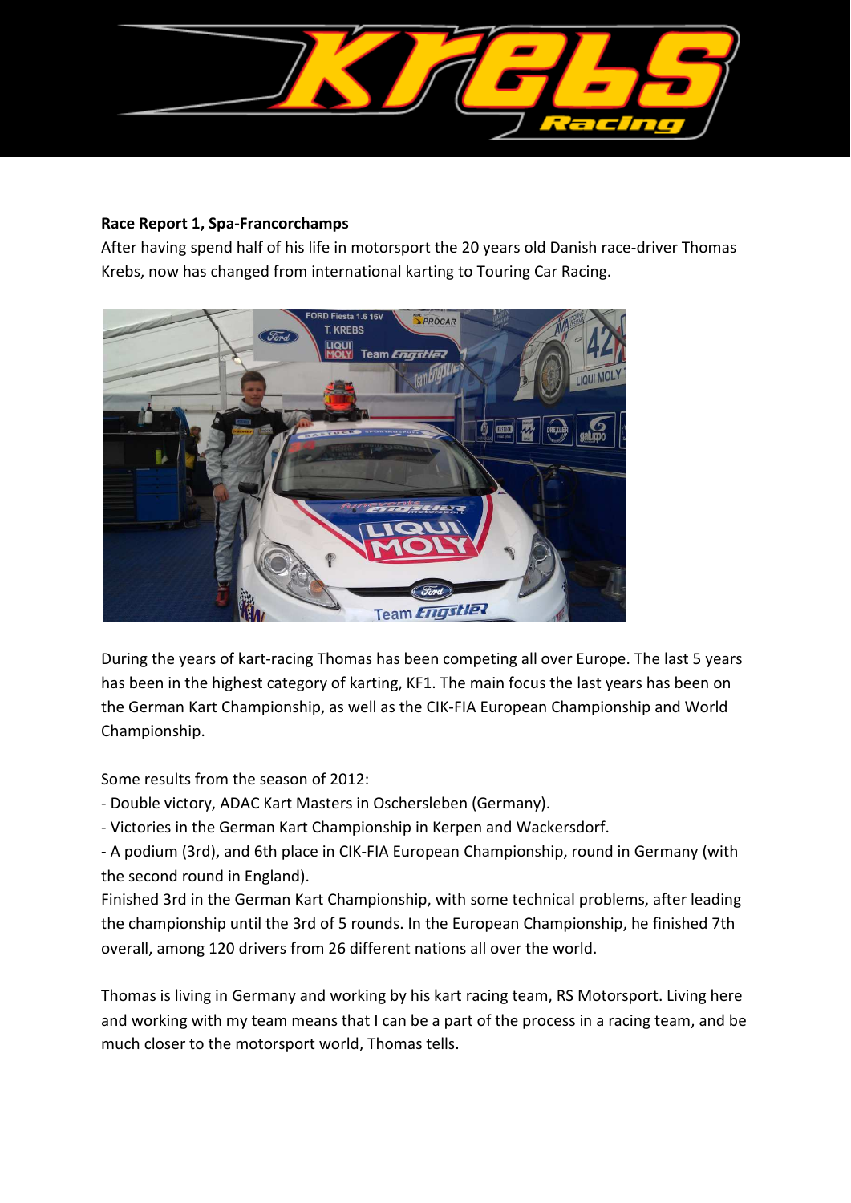**Race Report 1, Spa-Francorchamps**

After having spend half of his life in motorsport the 20 years old Danish race-driver Thomas Krebs, now has changed from international karting to Touring Car Racing.

During the years of kart-racing Thomas has been competing all over Europe. The last 5 years has been in the highest category of karting, KF1. The main focus the last years has been on the German Kart Championship, as well as the CIK-FIA European Championship and World Championship.

Some results from the season of 2012:

- Double victory, ADAC Kart Masters in Oschersleben (Germany).
- Victories in the German Kart Championship in Kerpen and Wackersdorf.
- A podium (3rd), and 6th place in CIK-FIA European Championship, round in Germany (with the second round in England).

Finished 3rd in the German Kart Championship, with some technical problems, after leading the championship until the 3rd of 5 rounds. In the European Championship, he finished 7th overall, among 120 drivers from 26 different nations all over the world.

Thomas is living in Germany and working by his kart racing team, RS Motorsport. Living here and working with my team means that I can be a part of the process in a racing team, and be much closer to the motorsport world, Thomas tells.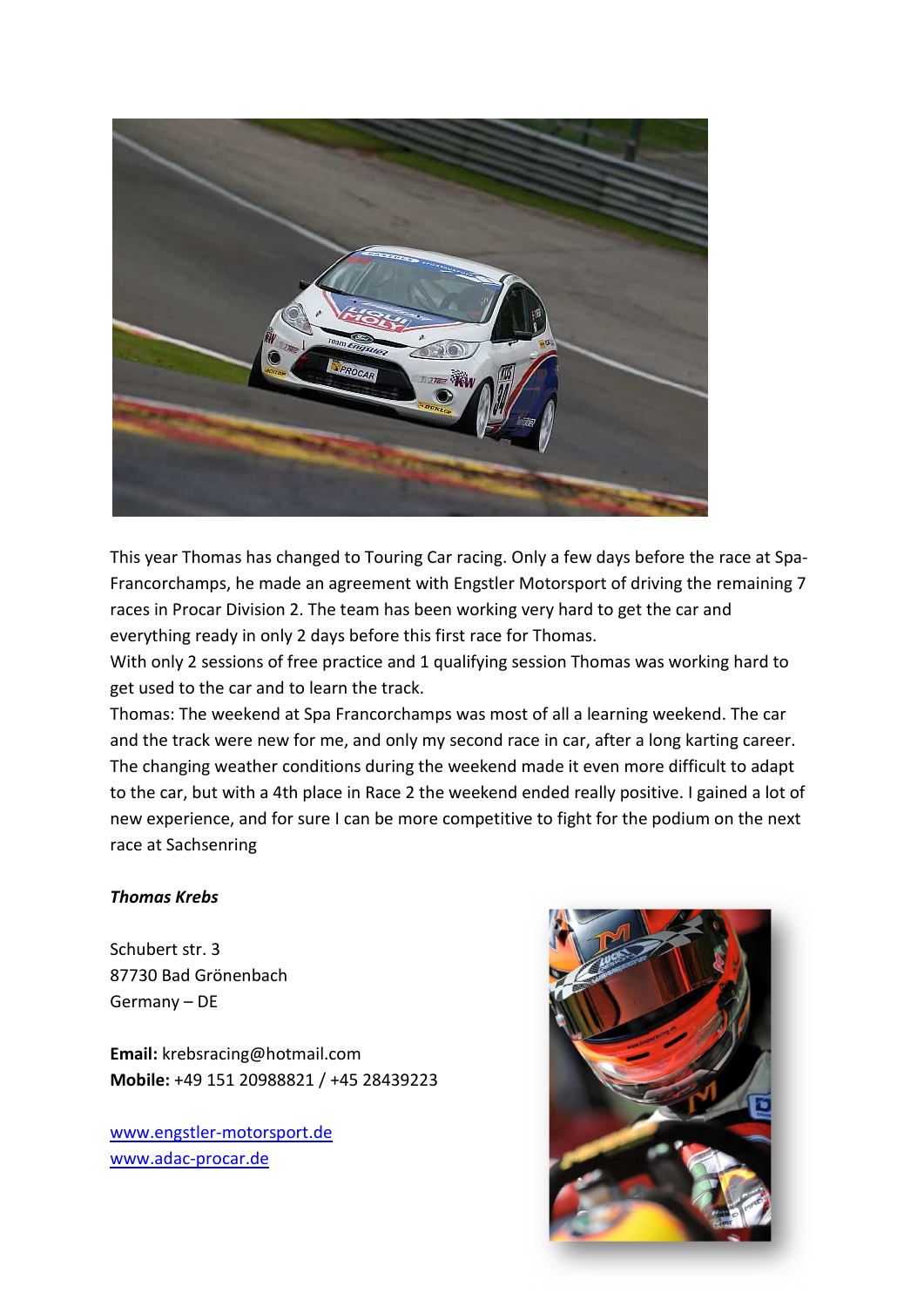This year Thomas has changed to Touring Car racing. Only a few days before the race at Spa-Francorchamps, he made an agreement with Engstler Motorsport of driving the remaining 7 races in Procar Division 2. The team has been working very hard to get the car and everything ready in only 2 days before this first race for Thomas.

With only 2 sessions of free practice and 1 qualifying session Thomas was working hard to get used to the car and to learn the track.

Thomas: The weekend at Spa Francorchamps was most of all a learning weekend. The car and the track were new for me, and only my second race in car, after a long karting career. The changing weather conditions during the weekend made it even more difficult to adapt to the car, but with a 4th place in Race 2 the weekend ended really positive. I gained a lot of new experience, and for sure I can be more competitive to fight for the podium on the next race at Sachsenring

***Thomas Krebs***

Schubert str. 3
87730 Bad Grönenbach
Germany – DE

**Email:** krebsracing@hotmail.com
**Mobile:** +49 151 20988821 / +45 28439223

www.engstler-motorsport.de
www.adac-procar.de